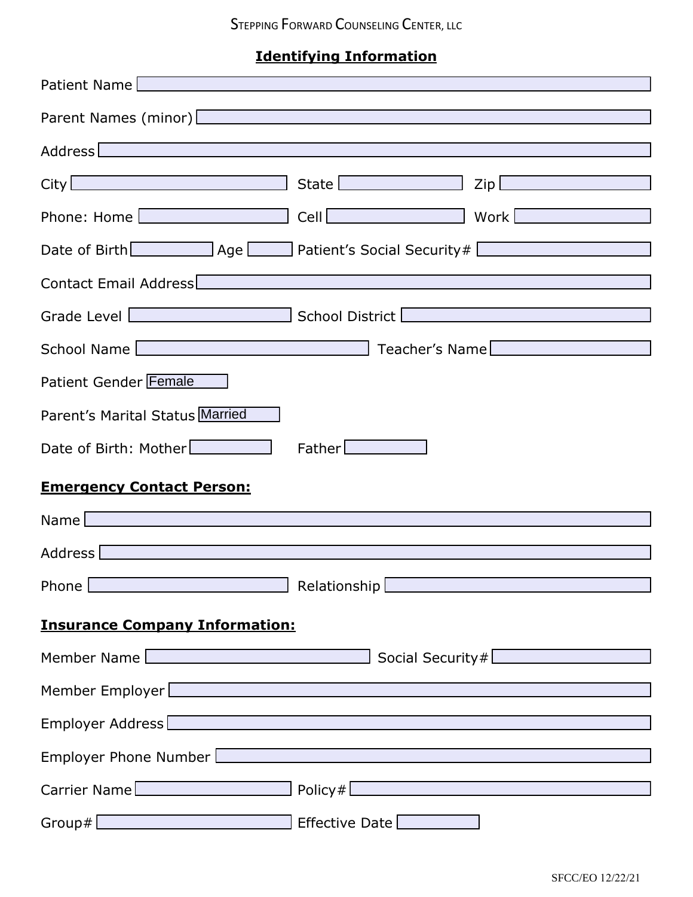STEPPING FORWARD COUNSELING CENTER, LLC

## Identifying Information

Patient Name

Parent Names (minor)

Address

City State Zip

Phone: Home Cell Work

Date of Birth Age Patient's Social Security#

Contact Email Address

Grade Level School District

School Name Teacher's Name

Patient Gender Female

Parent's Marital Status Married

Date of Birth: Mother Father

**Emergency Contact Person:**

Name

Address

Phone Relationship

**Insurance Company Information:**

Member Name Social Security#

Member Employer

Employer Address

Employer Phone Number

Carrier Name Policy#

Group# Effective Date

SFCC/EO 12/22/21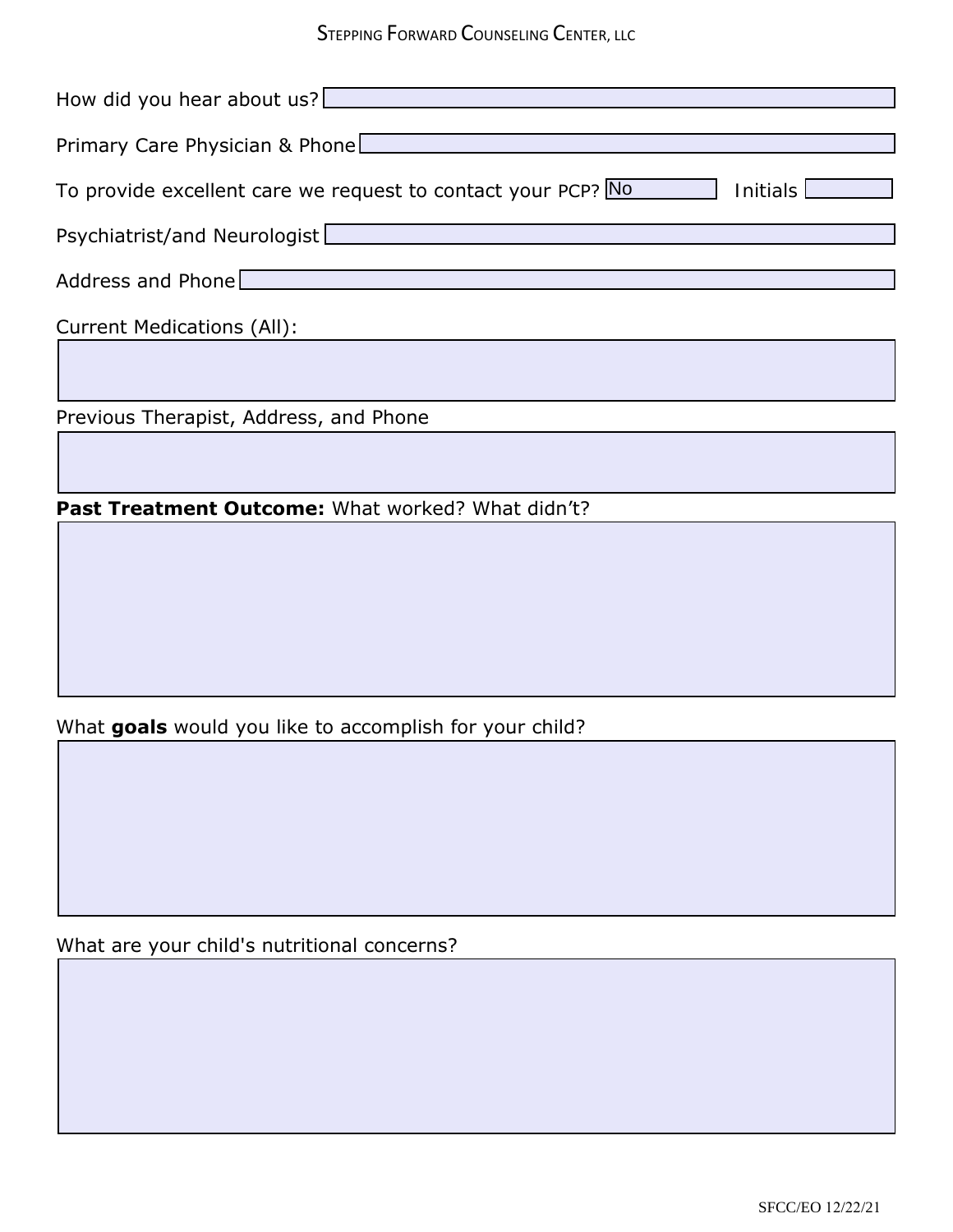How did you hear about us?

Primary Care Physician & Phone

To provide excellent care we request to contact your PCP? No Initials

Psychiatrist/and Neurologist

Address and Phone

Current Medications (All):

Previous Therapist, Address, and Phone

**Past Treatment Outcome:** What worked? What didn't?

What **goals** would you like to accomplish for your child?

What are your child's nutritional concerns?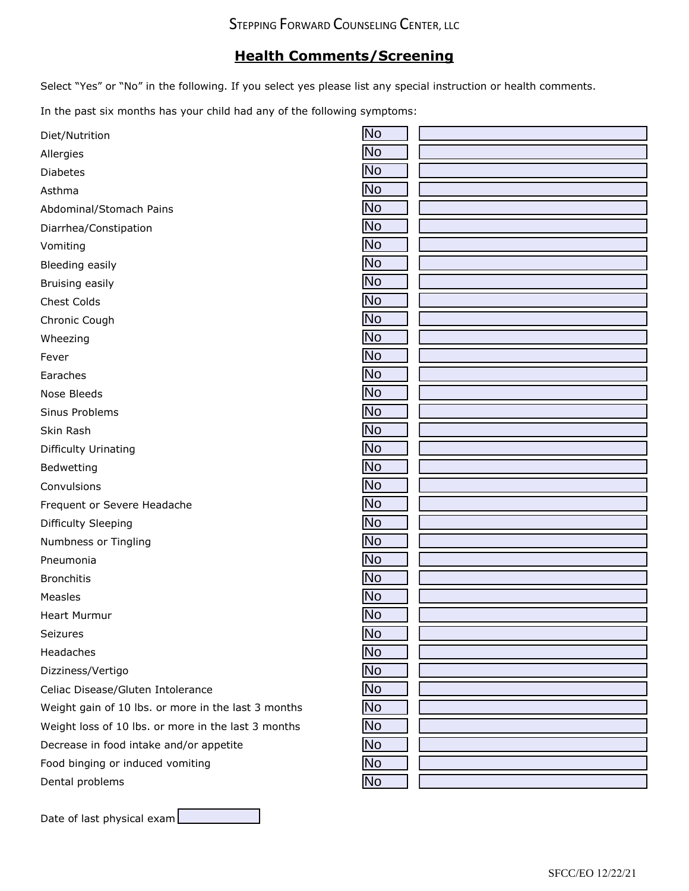## Health Comments/Screening

Select "Yes" or "No" in the following. If you select yes please list any special instruction or health comments.

In the past six months has your child had any of the following symptoms:

| Symptom | Yes/No | Comments |
| --- | --- | --- |
| Diet/Nutrition | No | |
| Allergies | No | |
| Diabetes | No | |
| Asthma | No | |
| Abdominal/Stomach Pains | No | |
| Diarrhea/Constipation | No | |
| Vomiting | No | |
| Bleeding easily | No | |
| Bruising easily | No | |
| Chest Colds | No | |
| Chronic Cough | No | |
| Wheezing | No | |
| Fever | No | |
| Earaches | No | |
| Nose Bleeds | No | |
| Sinus Problems | No | |
| Skin Rash | No | |
| Difficulty Urinating | No | |
| Bedwetting | No | |
| Convulsions | No | |
| Frequent or Severe Headache | No | |
| Difficulty Sleeping | No | |
| Numbness or Tingling | No | |
| Pneumonia | No | |
| Bronchitis | No | |
| Measles | No | |
| Heart Murmur | No | |
| Seizures | No | |
| Headaches | No | |
| Dizziness/Vertigo | No | |
| Celiac Disease/Gluten Intolerance | No | |
| Weight gain of 10 lbs. or more in the last 3 months | No | |
| Weight loss of 10 lbs. or more in the last 3 months | No | |
| Decrease in food intake and/or appetite | No | |
| Food binging or induced vomiting | No | |
| Dental problems | No | |

Date of last physical exam \_\_\_\_\_\_\_\_\_\_

SFCC/EO 12/22/21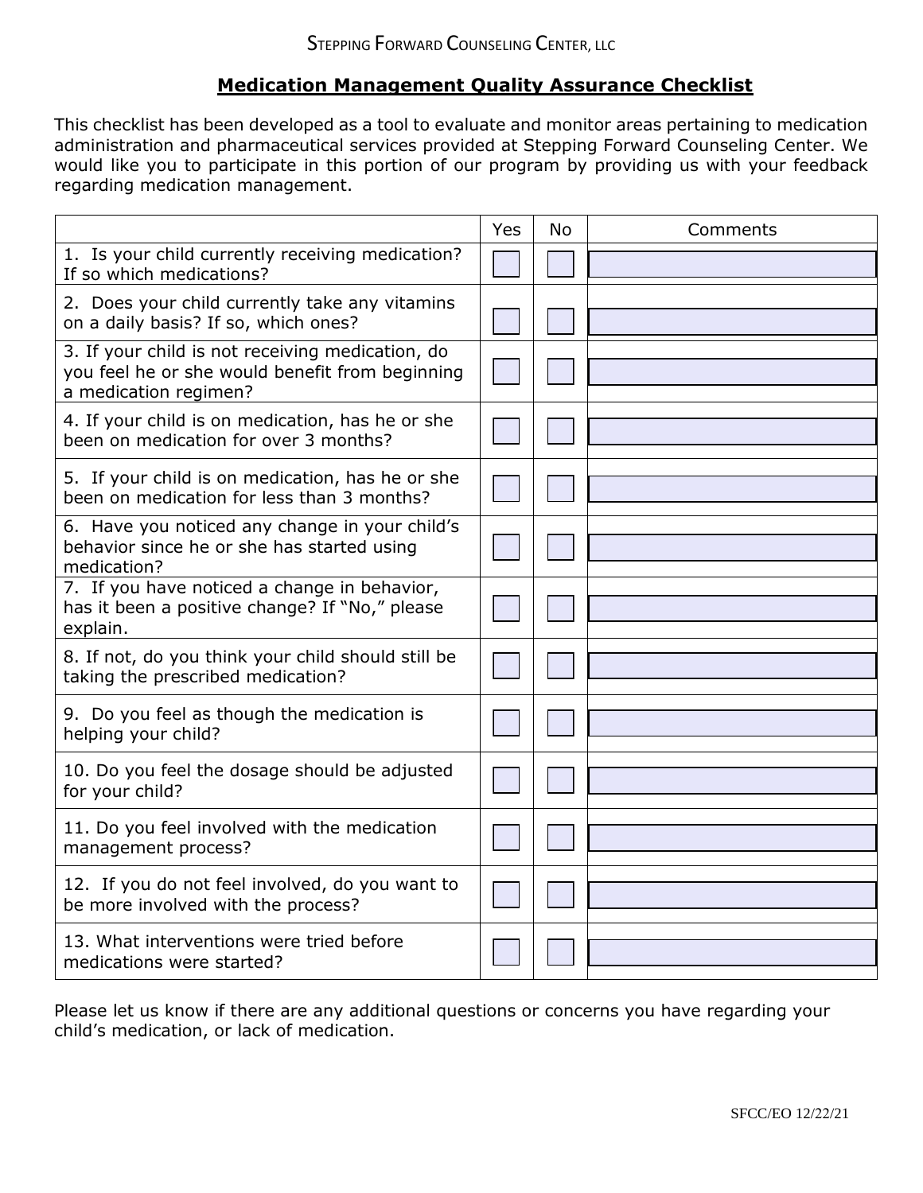STEPPING FORWARD COUNSELING CENTER, LLC

## **Medication Management Quality Assurance Checklist**

This checklist has been developed as a tool to evaluate and monitor areas pertaining to medication administration and pharmaceutical services provided at Stepping Forward Counseling Center. We would like you to participate in this portion of our program by providing us with your feedback regarding medication management.

| | Yes | No | Comments |
|---|---|---|---|
| 1. Is your child currently receiving medication? If so which medications? | | | |
| 2. Does your child currently take any vitamins on a daily basis? If so, which ones? | | | |
| 3. If your child is not receiving medication, do you feel he or she would benefit from beginning a medication regimen? | | | |
| 4. If your child is on medication, has he or she been on medication for over 3 months? | | | |
| 5. If your child is on medication, has he or she been on medication for less than 3 months? | | | |
| 6. Have you noticed any change in your child's behavior since he or she has started using medication? | | | |
| 7. If you have noticed a change in behavior, has it been a positive change? If "No," please explain. | | | |
| 8. If not, do you think your child should still be taking the prescribed medication? | | | |
| 9. Do you feel as though the medication is helping your child? | | | |
| 10. Do you feel the dosage should be adjusted for your child? | | | |
| 11. Do you feel involved with the medication management process? | | | |
| 12. If you do not feel involved, do you want to be more involved with the process? | | | |
| 13. What interventions were tried before medications were started? | | | |

Please let us know if there are any additional questions or concerns you have regarding your child's medication, or lack of medication.

SFCC/EO 12/22/21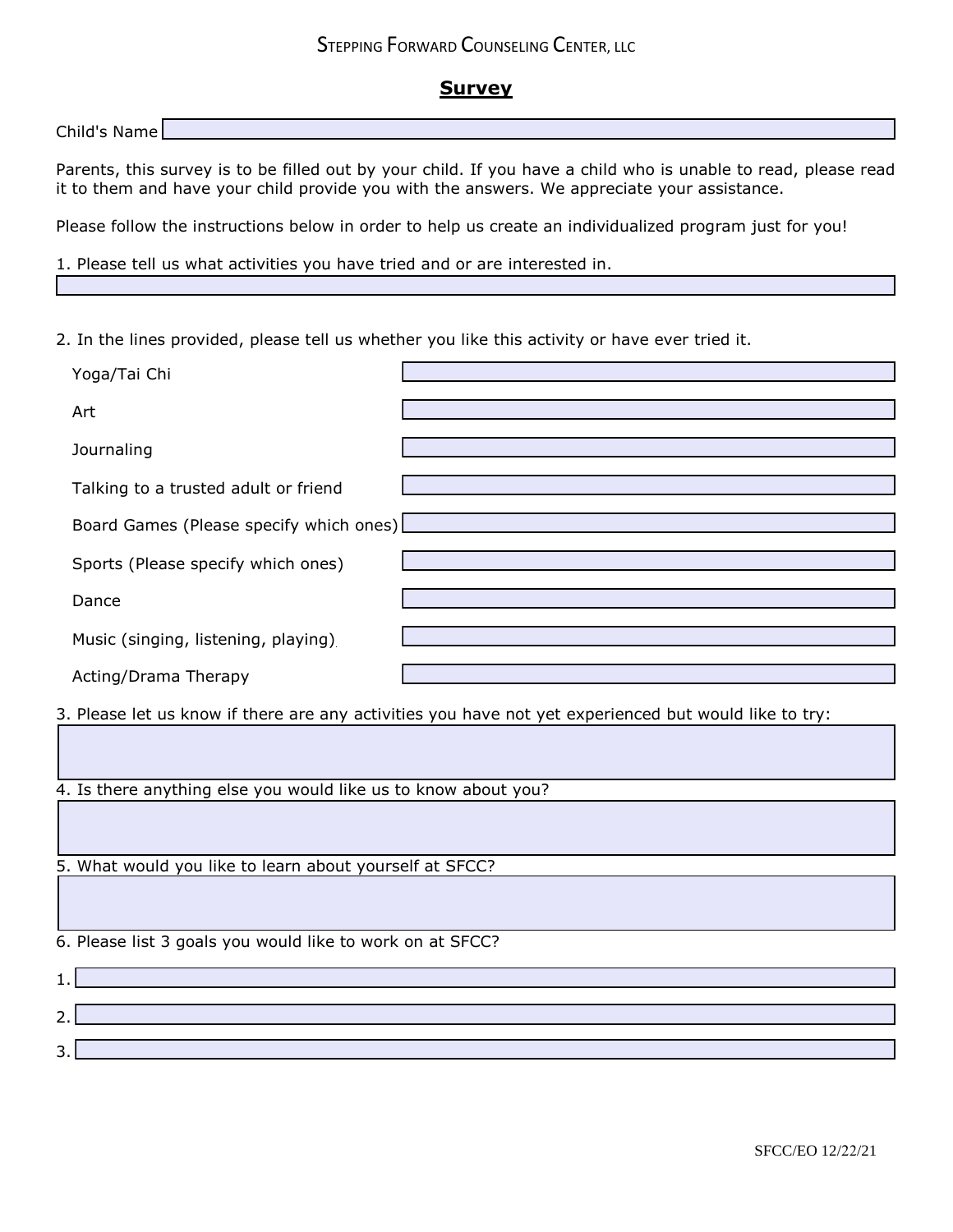Stepping Forward Counseling Center, LLC

## Survey

Child's Name

Parents, this survey is to be filled out by your child. If you have a child who is unable to read, please read it to them and have your child provide you with the answers. We appreciate your assistance.

Please follow the instructions below in order to help us create an individualized program just for you!

1. Please tell us what activities you have tried and or are interested in.

2. In the lines provided, please tell us whether you like this activity or have ever tried it.

- Yoga/Tai Chi
- Art
- Journaling
- Talking to a trusted adult or friend
- Board Games (Please specify which ones)
- Sports (Please specify which ones)
- Dance
- Music (singing, listening, playing)
- Acting/Drama Therapy

3. Please let us know if there are any activities you have not yet experienced but would like to try:

4. Is there anything else you would like us to know about you?

5. What would you like to learn about yourself at SFCC?

6. Please list 3 goals you would like to work on at SFCC?

1.

2.

3.

SFCC/EO 12/22/21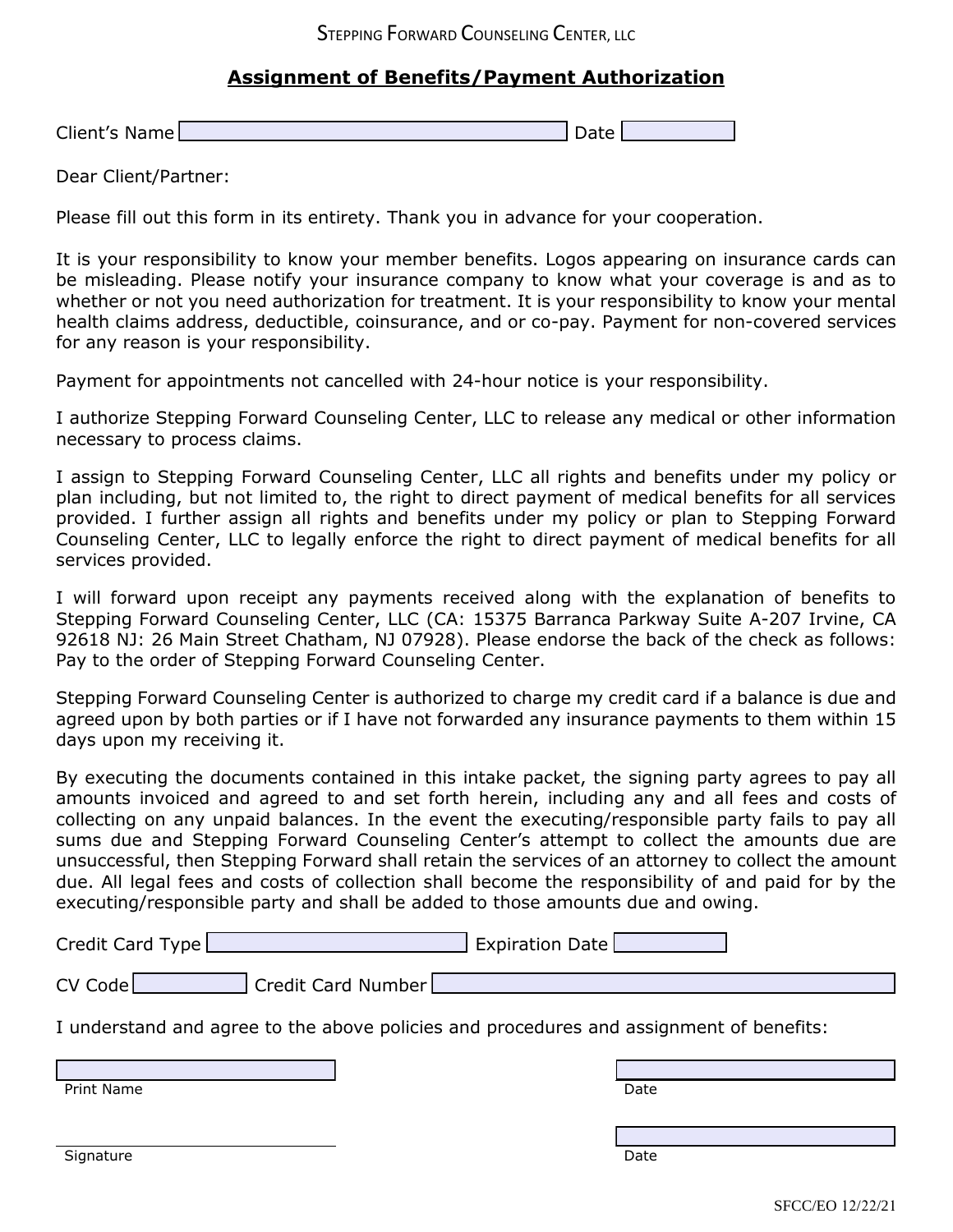STEPPING FORWARD COUNSELING CENTER, LLC

## Assignment of Benefits/Payment Authorization

Client's Name ______________________ Date __________

Dear Client/Partner:

Please fill out this form in its entirety. Thank you in advance for your cooperation.

It is your responsibility to know your member benefits. Logos appearing on insurance cards can be misleading. Please notify your insurance company to know what your coverage is and as to whether or not you need authorization for treatment. It is your responsibility to know your mental health claims address, deductible, coinsurance, and or co-pay. Payment for non-covered services for any reason is your responsibility.

Payment for appointments not cancelled with 24-hour notice is your responsibility.

I authorize Stepping Forward Counseling Center, LLC to release any medical or other information necessary to process claims.

I assign to Stepping Forward Counseling Center, LLC all rights and benefits under my policy or plan including, but not limited to, the right to direct payment of medical benefits for all services provided. I further assign all rights and benefits under my policy or plan to Stepping Forward Counseling Center, LLC to legally enforce the right to direct payment of medical benefits for all services provided.

I will forward upon receipt any payments received along with the explanation of benefits to Stepping Forward Counseling Center, LLC (CA: 15375 Barranca Parkway Suite A-207 Irvine, CA 92618 NJ: 26 Main Street Chatham, NJ 07928). Please endorse the back of the check as follows: Pay to the order of Stepping Forward Counseling Center.

Stepping Forward Counseling Center is authorized to charge my credit card if a balance is due and agreed upon by both parties or if I have not forwarded any insurance payments to them within 15 days upon my receiving it.

By executing the documents contained in this intake packet, the signing party agrees to pay all amounts invoiced and agreed to and set forth herein, including any and all fees and costs of collecting on any unpaid balances. In the event the executing/responsible party fails to pay all sums due and Stepping Forward Counseling Center's attempt to collect the amounts due are unsuccessful, then Stepping Forward shall retain the services of an attorney to collect the amount due. All legal fees and costs of collection shall become the responsibility of and paid for by the executing/responsible party and shall be added to those amounts due and owing.

Credit Card Type ______________________ Expiration Date __________

CV Code __________ Credit Card Number ______________________

I understand and agree to the above policies and procedures and assignment of benefits:

______________________ Print Name ______________________ Date

______________________ Signature ______________________ Date

SFCC/EO 12/22/21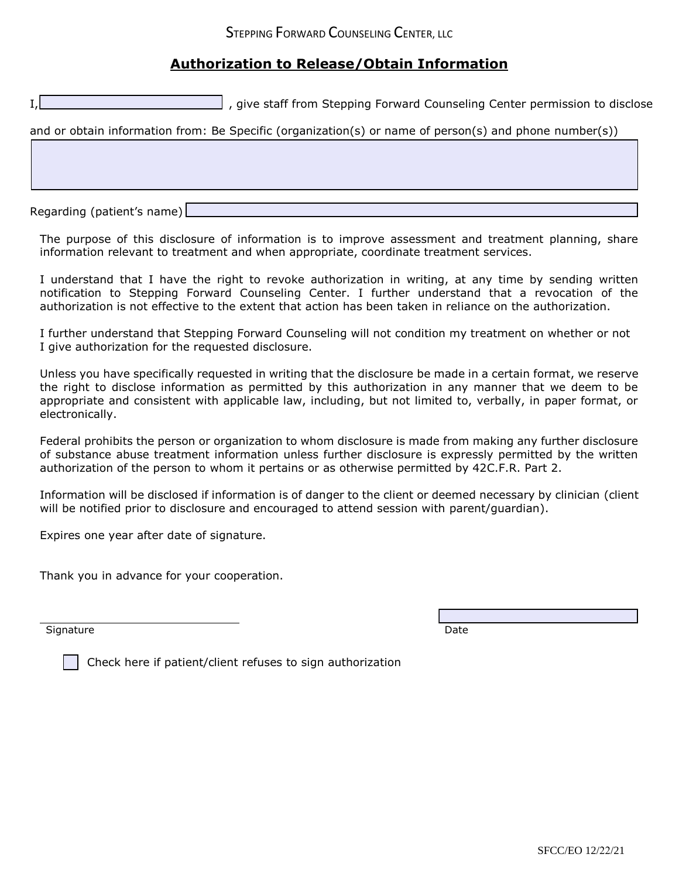Stepping Forward Counseling Center, LLC

## Authorization to Release/Obtain Information

I, \_\_\_\_\_\_\_\_\_\_\_\_\_\_\_\_\_\_\_\_, give staff from Stepping Forward Counseling Center permission to disclose and or obtain information from: Be Specific (organization(s) or name of person(s) and phone number(s))

\_\_\_\_\_\_\_\_\_\_\_\_\_\_\_\_\_\_\_\_\_\_\_\_\_\_\_\_\_\_\_\_\_\_\_\_\_\_\_\_

Regarding (patient's name) \_\_\_\_\_\_\_\_\_\_\_\_\_\_\_\_\_\_\_\_

The purpose of this disclosure of information is to improve assessment and treatment planning, share information relevant to treatment and when appropriate, coordinate treatment services.

I understand that I have the right to revoke authorization in writing, at any time by sending written notification to Stepping Forward Counseling Center. I further understand that a revocation of the authorization is not effective to the extent that action has been taken in reliance on the authorization.

I further understand that Stepping Forward Counseling will not condition my treatment on whether or not I give authorization for the requested disclosure.

Unless you have specifically requested in writing that the disclosure be made in a certain format, we reserve the right to disclose information as permitted by this authorization in any manner that we deem to be appropriate and consistent with applicable law, including, but not limited to, verbally, in paper format, or electronically.

Federal prohibits the person or organization to whom disclosure is made from making any further disclosure of substance abuse treatment information unless further disclosure is expressly permitted by the written authorization of the person to whom it pertains or as otherwise permitted by 42C.F.R. Part 2.

Information will be disclosed if information is of danger to the client or deemed necessary by clinician (client will be notified prior to disclosure and encouraged to attend session with parent/guardian).

Expires one year after date of signature.

Thank you in advance for your cooperation.

\_\_\_\_\_\_\_\_\_\_\_\_\_\_\_\_\_\_\_\_ &nbsp;&nbsp;&nbsp;&nbsp;&nbsp;&nbsp;&nbsp;&nbsp; \_\_\_\_\_\_\_\_\_\_\_\_\_\_\_\_\_\_\_\_

Signature &nbsp;&nbsp;&nbsp;&nbsp;&nbsp;&nbsp;&nbsp;&nbsp;&nbsp;&nbsp;&nbsp;&nbsp;&nbsp;&nbsp;&nbsp;&nbsp;&nbsp;&nbsp;&nbsp;&nbsp;&nbsp;&nbsp;&nbsp;&nbsp; Date

☐ Check here if patient/client refuses to sign authorization

SFCC/EO 12/22/21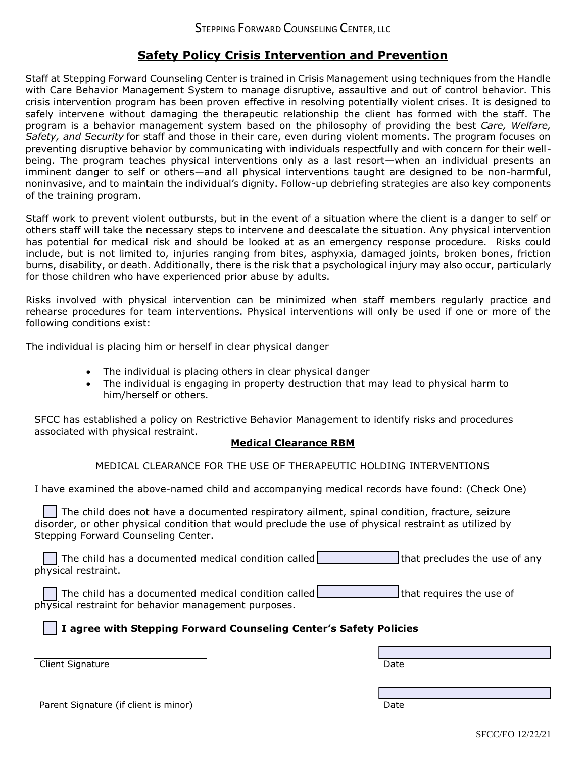Stepping Forward Counseling Center, LLC

## Safety Policy Crisis Intervention and Prevention

Staff at Stepping Forward Counseling Center is trained in Crisis Management using techniques from the Handle with Care Behavior Management System to manage disruptive, assaultive and out of control behavior. This crisis intervention program has been proven effective in resolving potentially violent crises. It is designed to safely intervene without damaging the therapeutic relationship the client has formed with the staff. The program is a behavior management system based on the philosophy of providing the best *Care, Welfare, Safety, and Security* for staff and those in their care, even during violent moments. The program focuses on preventing disruptive behavior by communicating with individuals respectfully and with concern for their well-being. The program teaches physical interventions only as a last resort—when an individual presents an imminent danger to self or others—and all physical interventions taught are designed to be non-harmful, noninvasive, and to maintain the individual's dignity. Follow-up debriefing strategies are also key components of the training program.

Staff work to prevent violent outbursts, but in the event of a situation where the client is a danger to self or others staff will take the necessary steps to intervene and deescalate the situation. Any physical intervention has potential for medical risk and should be looked at as an emergency response procedure. Risks could include, but is not limited to, injuries ranging from bites, asphyxia, damaged joints, broken bones, friction burns, disability, or death. Additionally, there is the risk that a psychological injury may also occur, particularly for those children who have experienced prior abuse by adults.

Risks involved with physical intervention can be minimized when staff members regularly practice and rehearse procedures for team interventions. Physical interventions will only be used if one or more of the following conditions exist:

The individual is placing him or herself in clear physical danger

- The individual is placing others in clear physical danger
- The individual is engaging in property destruction that may lead to physical harm to him/herself or others.

SFCC has established a policy on Restrictive Behavior Management to identify risks and procedures associated with physical restraint.

**Medical Clearance RBM**

MEDICAL CLEARANCE FOR THE USE OF THERAPEUTIC HOLDING INTERVENTIONS

I have examined the above-named child and accompanying medical records have found: (Check One)

☐ The child does not have a documented respiratory ailment, spinal condition, fracture, seizure disorder, or other physical condition that would preclude the use of physical restraint as utilized by Stepping Forward Counseling Center.

☐ The child has a documented medical condition called ________ that precludes the use of any physical restraint.

☐ The child has a documented medical condition called ________ that requires the use of physical restraint for behavior management purposes.

☐ **I agree with Stepping Forward Counseling Center's Safety Policies**

Client Signature ____________________ Date ____________________

Parent Signature (if client is minor) ____________________ Date ____________________

SFCC/EO 12/22/21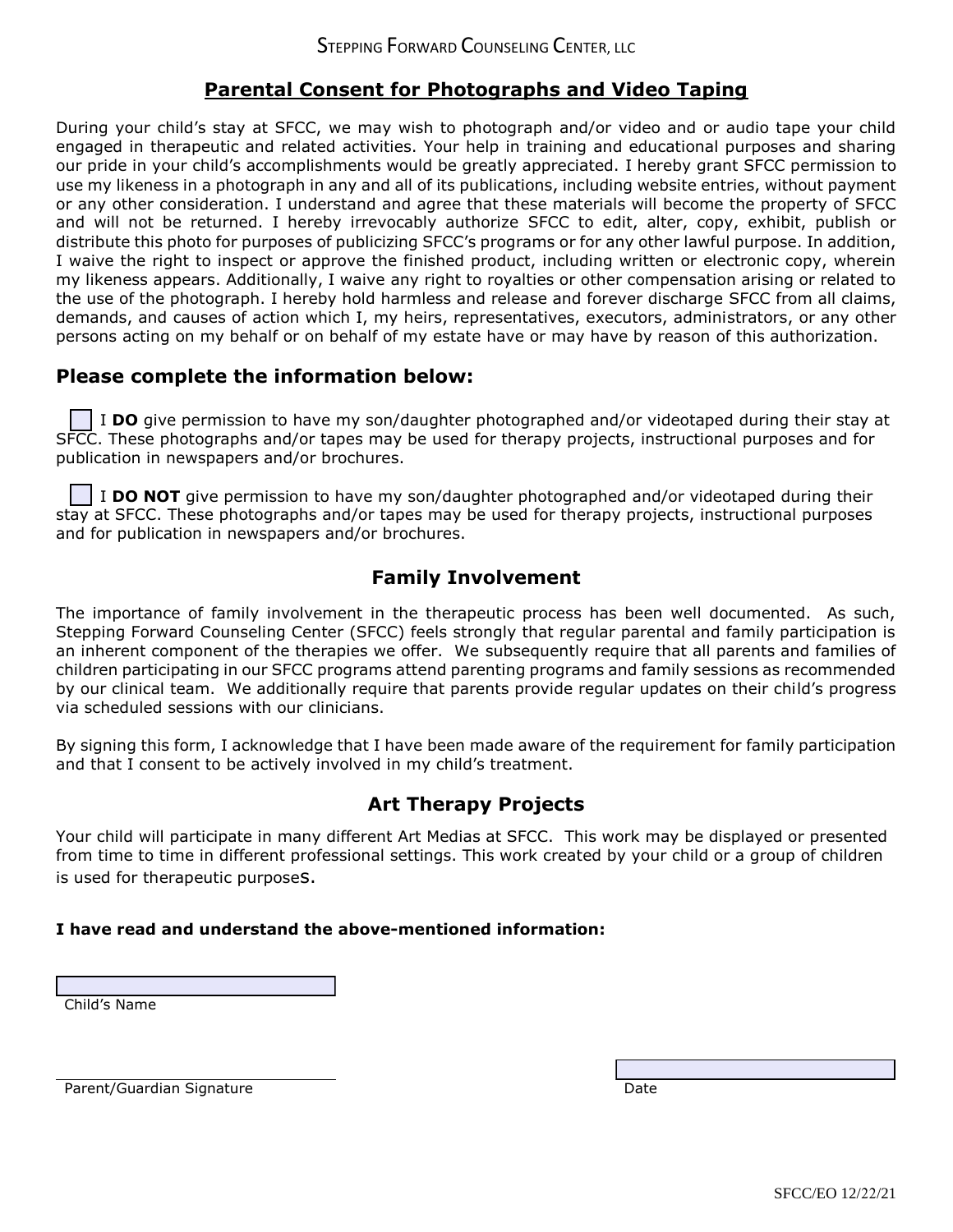STEPPING FORWARD COUNSELING CENTER, LLC

## Parental Consent for Photographs and Video Taping

During your child's stay at SFCC, we may wish to photograph and/or video and or audio tape your child engaged in therapeutic and related activities. Your help in training and educational purposes and sharing our pride in your child's accomplishments would be greatly appreciated. I hereby grant SFCC permission to use my likeness in a photograph in any and all of its publications, including website entries, without payment or any other consideration. I understand and agree that these materials will become the property of SFCC and will not be returned. I hereby irrevocably authorize SFCC to edit, alter, copy, exhibit, publish or distribute this photo for purposes of publicizing SFCC's programs or for any other lawful purpose. In addition, I waive the right to inspect or approve the finished product, including written or electronic copy, wherein my likeness appears. Additionally, I waive any right to royalties or other compensation arising or related to the use of the photograph. I hereby hold harmless and release and forever discharge SFCC from all claims, demands, and causes of action which I, my heirs, representatives, executors, administrators, or any other persons acting on my behalf or on behalf of my estate have or may have by reason of this authorization.

### Please complete the information below:

☐ I **DO** give permission to have my son/daughter photographed and/or videotaped during their stay at SFCC. These photographs and/or tapes may be used for therapy projects, instructional purposes and for publication in newspapers and/or brochures.

☐ I **DO NOT** give permission to have my son/daughter photographed and/or videotaped during their stay at SFCC. These photographs and/or tapes may be used for therapy projects, instructional purposes and for publication in newspapers and/or brochures.

### Family Involvement

The importance of family involvement in the therapeutic process has been well documented. As such, Stepping Forward Counseling Center (SFCC) feels strongly that regular parental and family participation is an inherent component of the therapies we offer. We subsequently require that all parents and families of children participating in our SFCC programs attend parenting programs and family sessions as recommended by our clinical team. We additionally require that parents provide regular updates on their child's progress via scheduled sessions with our clinicians.

By signing this form, I acknowledge that I have been made aware of the requirement for family participation and that I consent to be actively involved in my child's treatment.

### Art Therapy Projects

Your child will participate in many different Art Medias at SFCC. This work may be displayed or presented from time to time in different professional settings. This work created by your child or a group of children is used for therapeutic purposes.

**I have read and understand the above-mentioned information:**

\_\_\_\_\_\_\_\_\_\_\_\_\_\_\_\_\_\_\_\_\_\_\_\_\_\_\_\_\_\_
Child's Name

\_\_\_\_\_\_\_\_\_\_\_\_\_\_\_\_\_\_\_\_\_\_\_\_\_\_\_\_\_\_ \_\_\_\_\_\_\_\_\_\_\_\_\_\_\_\_\_\_\_\_
Parent/Guardian Signature Date

SFCC/EO 12/22/21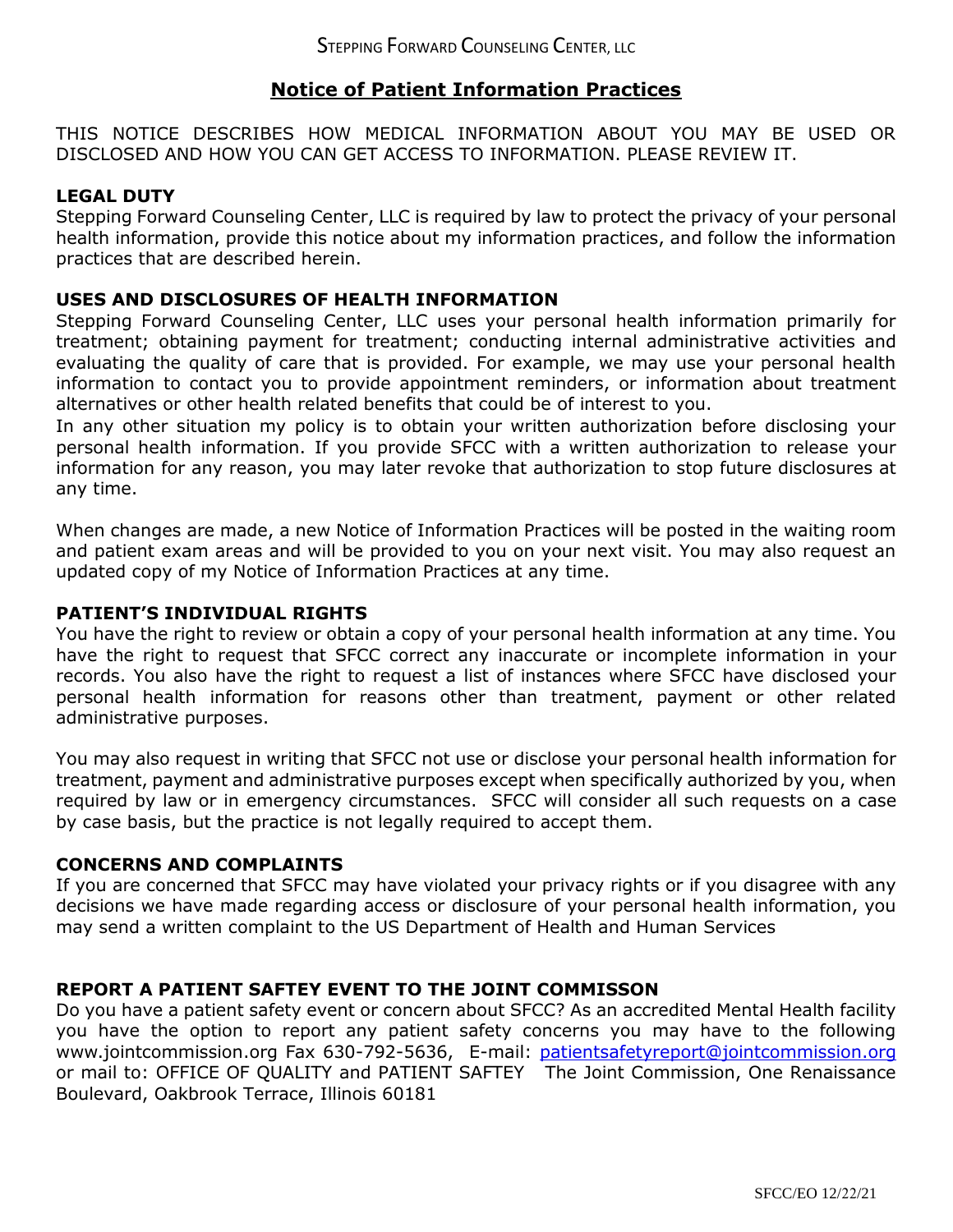STEPPING FORWARD COUNSELING CENTER, LLC

# Notice of Patient Information Practices

THIS NOTICE DESCRIBES HOW MEDICAL INFORMATION ABOUT YOU MAY BE USED OR DISCLOSED AND HOW YOU CAN GET ACCESS TO INFORMATION. PLEASE REVIEW IT.

## LEGAL DUTY

Stepping Forward Counseling Center, LLC is required by law to protect the privacy of your personal health information, provide this notice about my information practices, and follow the information practices that are described herein.

## USES AND DISCLOSURES OF HEALTH INFORMATION

Stepping Forward Counseling Center, LLC uses your personal health information primarily for treatment; obtaining payment for treatment; conducting internal administrative activities and evaluating the quality of care that is provided. For example, we may use your personal health information to contact you to provide appointment reminders, or information about treatment alternatives or other health related benefits that could be of interest to you.
In any other situation my policy is to obtain your written authorization before disclosing your personal health information. If you provide SFCC with a written authorization to release your information for any reason, you may later revoke that authorization to stop future disclosures at any time.

When changes are made, a new Notice of Information Practices will be posted in the waiting room and patient exam areas and will be provided to you on your next visit. You may also request an updated copy of my Notice of Information Practices at any time.

## PATIENT'S INDIVIDUAL RIGHTS

You have the right to review or obtain a copy of your personal health information at any time. You have the right to request that SFCC correct any inaccurate or incomplete information in your records. You also have the right to request a list of instances where SFCC have disclosed your personal health information for reasons other than treatment, payment or other related administrative purposes.

You may also request in writing that SFCC not use or disclose your personal health information for treatment, payment and administrative purposes except when specifically authorized by you, when required by law or in emergency circumstances. SFCC will consider all such requests on a case by case basis, but the practice is not legally required to accept them.

## CONCERNS AND COMPLAINTS

If you are concerned that SFCC may have violated your privacy rights or if you disagree with any decisions we have made regarding access or disclosure of your personal health information, you may send a written complaint to the US Department of Health and Human Services

## REPORT A PATIENT SAFTEY EVENT TO THE JOINT COMMISSON

Do you have a patient safety event or concern about SFCC? As an accredited Mental Health facility you have the option to report any patient safety concerns you may have to the following www.jointcommission.org Fax 630-792-5636, E-mail: patientsafetyreport@jointcommission.org or mail to: OFFICE OF QUALITY and PATIENT SAFTEY The Joint Commission, One Renaissance Boulevard, Oakbrook Terrace, Illinois 60181

SFCC/EO 12/22/21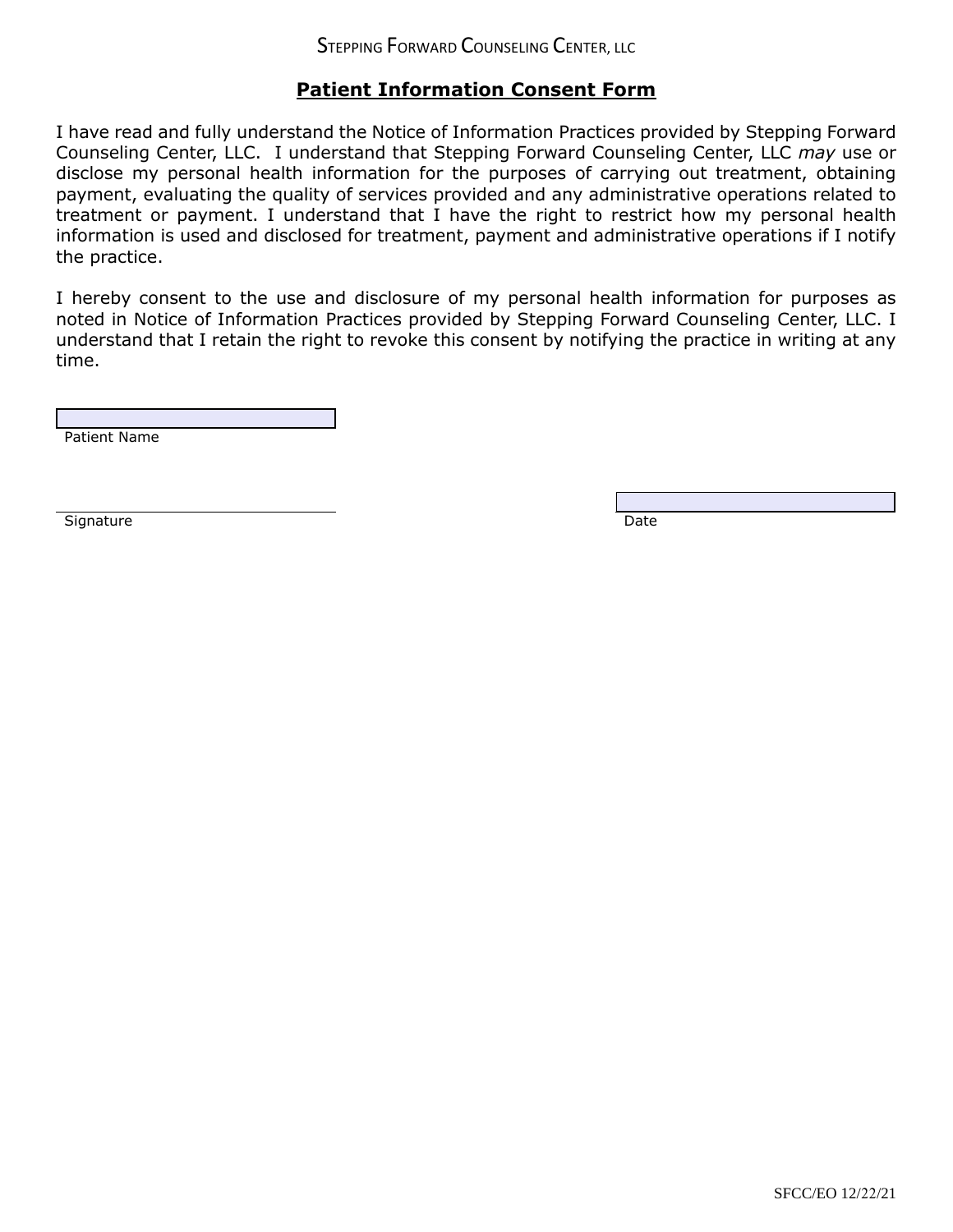Stepping Forward Counseling Center, LLC

# Patient Information Consent Form

I have read and fully understand the Notice of Information Practices provided by Stepping Forward Counseling Center, LLC. I understand that Stepping Forward Counseling Center, LLC *may* use or disclose my personal health information for the purposes of carrying out treatment, obtaining payment, evaluating the quality of services provided and any administrative operations related to treatment or payment. I understand that I have the right to restrict how my personal health information is used and disclosed for treatment, payment and administrative operations if I notify the practice.

I hereby consent to the use and disclosure of my personal health information for purposes as noted in Notice of Information Practices provided by Stepping Forward Counseling Center, LLC. I understand that I retain the right to revoke this consent by notifying the practice in writing at any time.

______________________________
Patient Name

______________________________ ______________________________
Signature Date

SFCC/EO 12/22/21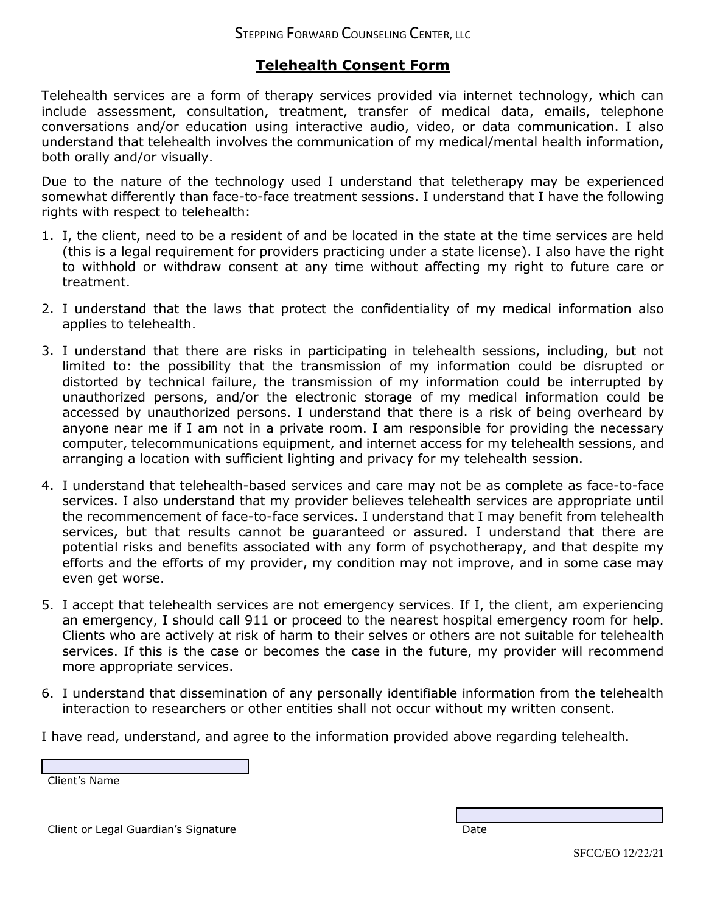Stepping Forward Counseling Center, LLC

## Telehealth Consent Form

Telehealth services are a form of therapy services provided via internet technology, which can include assessment, consultation, treatment, transfer of medical data, emails, telephone conversations and/or education using interactive audio, video, or data communication. I also understand that telehealth involves the communication of my medical/mental health information, both orally and/or visually.

Due to the nature of the technology used I understand that teletherapy may be experienced somewhat differently than face-to-face treatment sessions. I understand that I have the following rights with respect to telehealth:

1. I, the client, need to be a resident of and be located in the state at the time services are held (this is a legal requirement for providers practicing under a state license). I also have the right to withhold or withdraw consent at any time without affecting my right to future care or treatment.
2. I understand that the laws that protect the confidentiality of my medical information also applies to telehealth.
3. I understand that there are risks in participating in telehealth sessions, including, but not limited to: the possibility that the transmission of my information could be disrupted or distorted by technical failure, the transmission of my information could be interrupted by unauthorized persons, and/or the electronic storage of my medical information could be accessed by unauthorized persons. I understand that there is a risk of being overheard by anyone near me if I am not in a private room. I am responsible for providing the necessary computer, telecommunications equipment, and internet access for my telehealth sessions, and arranging a location with sufficient lighting and privacy for my telehealth session.
4. I understand that telehealth-based services and care may not be as complete as face-to-face services. I also understand that my provider believes telehealth services are appropriate until the recommencement of face-to-face services. I understand that I may benefit from telehealth services, but that results cannot be guaranteed or assured. I understand that there are potential risks and benefits associated with any form of psychotherapy, and that despite my efforts and the efforts of my provider, my condition may not improve, and in some case may even get worse.
5. I accept that telehealth services are not emergency services. If I, the client, am experiencing an emergency, I should call 911 or proceed to the nearest hospital emergency room for help. Clients who are actively at risk of harm to their selves or others are not suitable for telehealth services. If this is the case or becomes the case in the future, my provider will recommend more appropriate services.
6. I understand that dissemination of any personally identifiable information from the telehealth interaction to researchers or other entities shall not occur without my written consent.

I have read, understand, and agree to the information provided above regarding telehealth.

\_\_\_\_\_\_\_\_\_\_\_\_\_\_\_\_\_\_\_\_\_\_\_\_\_\_\_\_\_\_
Client's Name

\_\_\_\_\_\_\_\_\_\_\_\_\_\_\_\_\_\_\_\_\_\_\_\_\_\_\_\_\_\_ \_\_\_\_\_\_\_\_\_\_\_\_\_\_\_\_\_\_\_\_
Client or Legal Guardian's Signature Date

SFCC/EO 12/22/21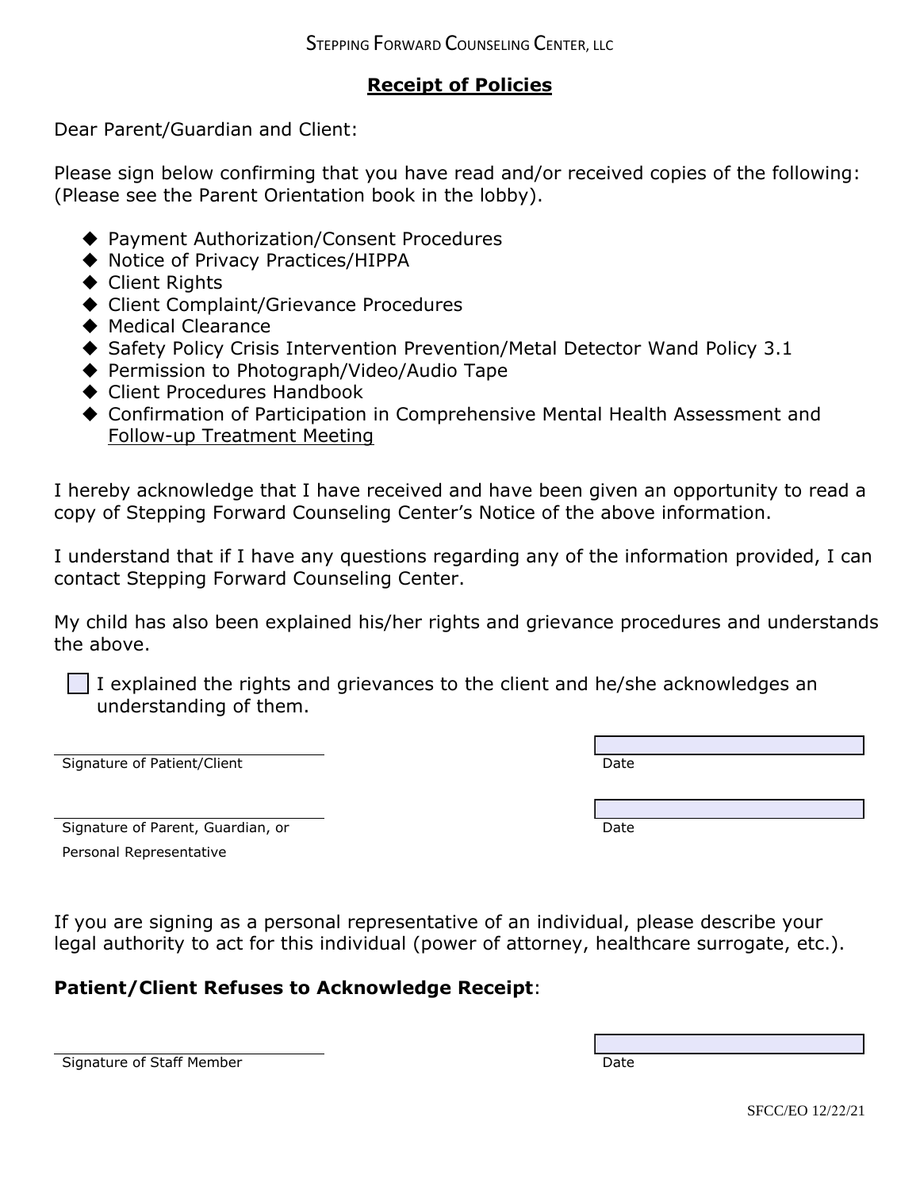# Receipt of Policies

Dear Parent/Guardian and Client:

Please sign below confirming that you have read and/or received copies of the following: (Please see the Parent Orientation book in the lobby).

- Payment Authorization/Consent Procedures
- Notice of Privacy Practices/HIPPA
- Client Rights
- Client Complaint/Grievance Procedures
- Medical Clearance
- Safety Policy Crisis Intervention Prevention/Metal Detector Wand Policy 3.1
- Permission to Photograph/Video/Audio Tape
- Client Procedures Handbook
- Confirmation of Participation in Comprehensive Mental Health Assessment and Follow-up Treatment Meeting

I hereby acknowledge that I have received and have been given an opportunity to read a copy of Stepping Forward Counseling Center's Notice of the above information.

I understand that if I have any questions regarding any of the information provided, I can contact Stepping Forward Counseling Center.

My child has also been explained his/her rights and grievance procedures and understands the above.

☐ I explained the rights and grievances to the client and he/she acknowledges an understanding of them.

______________________________ ______________________________
Signature of Patient/Client Date

______________________________ ______________________________
Signature of Parent, Guardian, or Personal Representative Date

If you are signing as a personal representative of an individual, please describe your legal authority to act for this individual (power of attorney, healthcare surrogate, etc.).

**Patient/Client Refuses to Acknowledge Receipt**:

______________________________ ______________________________
Signature of Staff Member Date

SFCC/EO 12/22/21